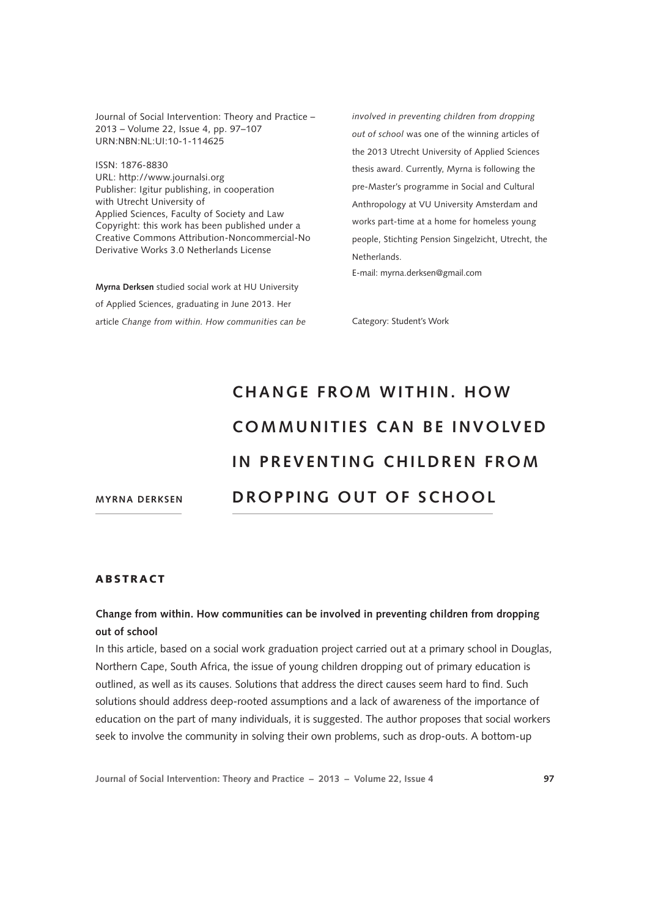Journal of Social Intervention: Theory and Practice – 2013 – Volume 22, Issue 4, pp. 97–107
URN:NBN:NL:UI:10-1-114625

ISSN: 1876-8830
URL: http://www.journalsi.org
Publisher: Igitur publishing, in cooperation with Utrecht University of Applied Sciences, Faculty of Society and Law
Copyright: this work has been published under a Creative Commons Attribution-Noncommercial-No Derivative Works 3.0 Netherlands License

**Myrna Derksen** studied social work at HU University of Applied Sciences, graduating in June 2013. Her article *Change from within. How communities can be involved in preventing children from dropping out of school* was one of the winning articles of the 2013 Utrecht University of Applied Sciences thesis award. Currently, Myrna is following the pre-Master's programme in Social and Cultural Anthropology at VU University Amsterdam and works part-time at a home for homeless young people, Stichting Pension Singelzicht, Utrecht, the Netherlands.
E-mail: myrna.derksen@gmail.com

Category: Student's Work

# CHANGE FROM WITHIN. HOW COMMUNITIES CAN BE INVOLVED IN PREVENTING CHILDREN FROM DROPPING OUT OF SCHOOL

MYRNA DERKSEN

## ABSTRACT

**Change from within. How communities can be involved in preventing children from dropping out of school**

In this article, based on a social work graduation project carried out at a primary school in Douglas, Northern Cape, South Africa, the issue of young children dropping out of primary education is outlined, as well as its causes. Solutions that address the direct causes seem hard to find. Such solutions should address deep-rooted assumptions and a lack of awareness of the importance of education on the part of many individuals, it is suggested. The author proposes that social workers seek to involve the community in solving their own problems, such as drop-outs. A bottom-up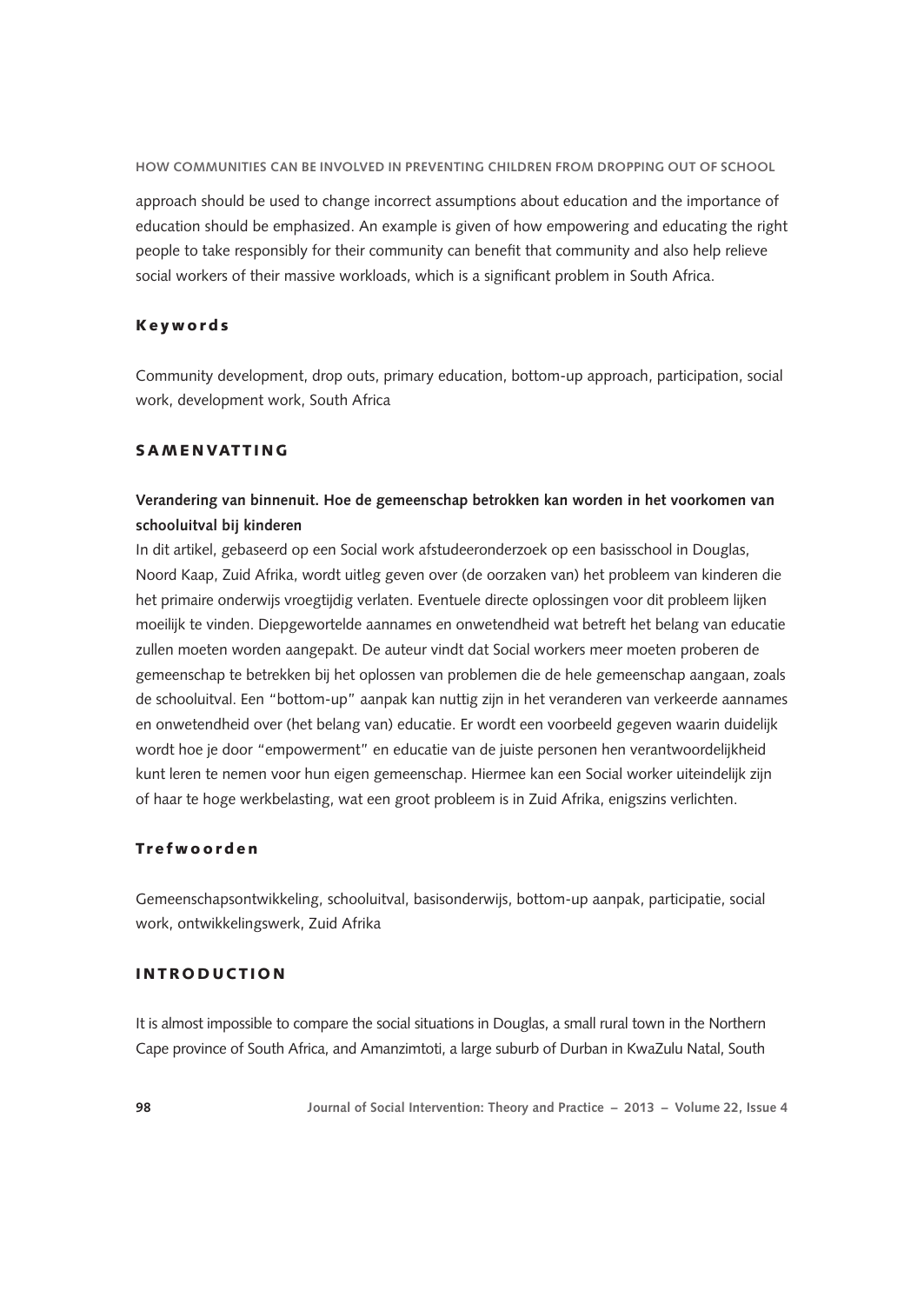approach should be used to change incorrect assumptions about education and the importance of education should be emphasized. An example is given of how empowering and educating the right people to take responsibly for their community can benefit that community and also help relieve social workers of their massive workloads, which is a significant problem in South Africa.

## Keywords

Community development, drop outs, primary education, bottom-up approach, participation, social work, development work, South Africa

## SAMENVATTING

**Verandering van binnenuit. Hoe de gemeenschap betrokken kan worden in het voorkomen van schooluitval bij kinderen**

In dit artikel, gebaseerd op een Social work afstudeeronderzoek op een basisschool in Douglas, Noord Kaap, Zuid Afrika, wordt uitleg geven over (de oorzaken van) het probleem van kinderen die het primaire onderwijs vroegtijdig verlaten. Eventuele directe oplossingen voor dit probleem lijken moeilijk te vinden. Diepgewortelde aannames en onwetendheid wat betreft het belang van educatie zullen moeten worden aangepakt. De auteur vindt dat Social workers meer moeten proberen de gemeenschap te betrekken bij het oplossen van problemen die de hele gemeenschap aangaan, zoals de schooluitval. Een "bottom-up" aanpak kan nuttig zijn in het veranderen van verkeerde aannames en onwetendheid over (het belang van) educatie. Er wordt een voorbeeld gegeven waarin duidelijk wordt hoe je door "empowerment" en educatie van de juiste personen hen verantwoordelijkheid kunt leren te nemen voor hun eigen gemeenschap. Hiermee kan een Social worker uiteindelijk zijn of haar te hoge werkbelasting, wat een groot probleem is in Zuid Afrika, enigszins verlichten.

## Trefwoorden

Gemeenschapsontwikkeling, schooluitval, basisonderwijs, bottom-up aanpak, participatie, social work, ontwikkelingswerk, Zuid Afrika

## INTRODUCTION

It is almost impossible to compare the social situations in Douglas, a small rural town in the Northern Cape province of South Africa, and Amanzimtoti, a large suburb of Durban in KwaZulu Natal, South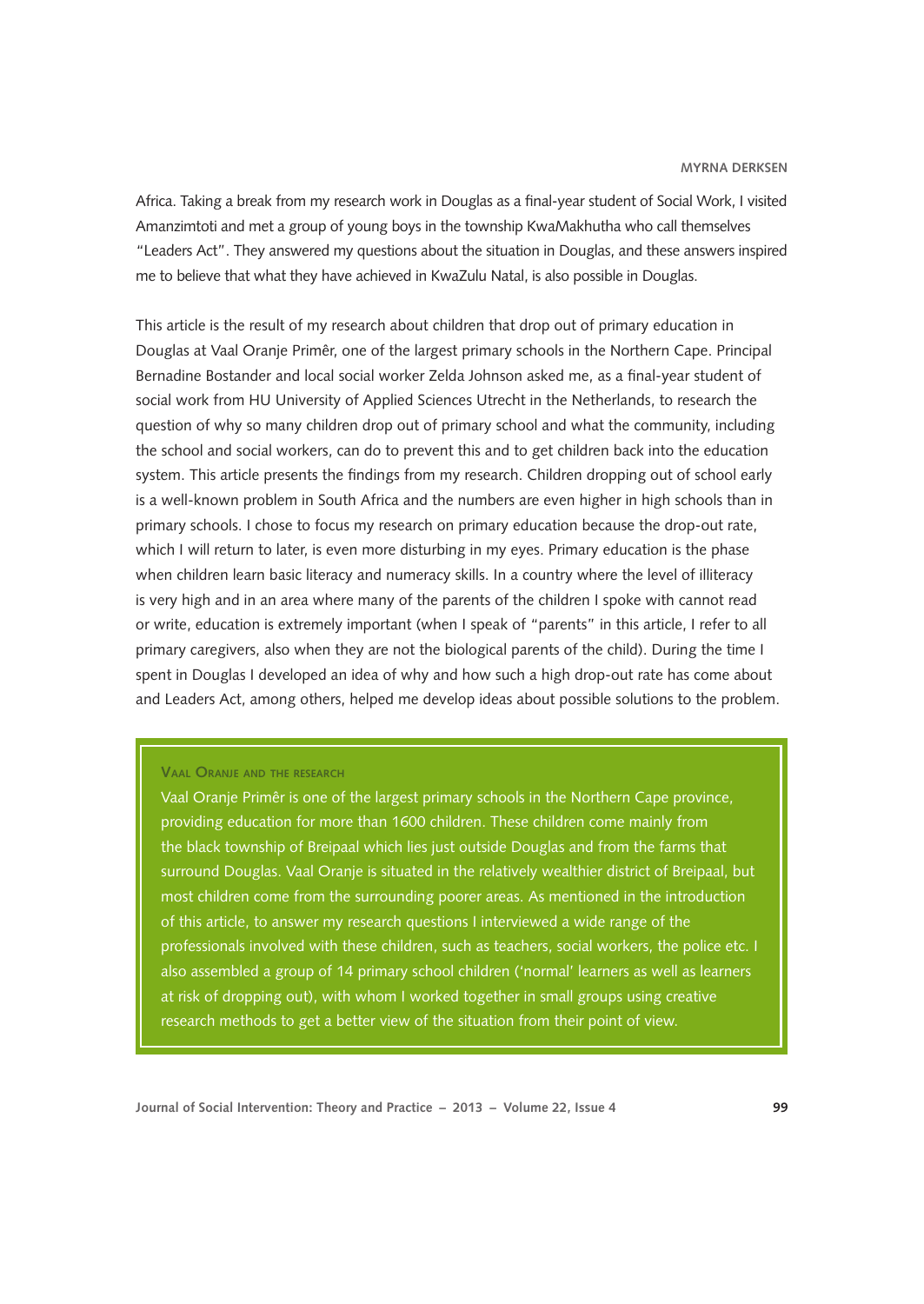Africa. Taking a break from my research work in Douglas as a final-year student of Social Work, I visited Amanzimtoti and met a group of young boys in the township KwaMakhutha who call themselves "Leaders Act". They answered my questions about the situation in Douglas, and these answers inspired me to believe that what they have achieved in KwaZulu Natal, is also possible in Douglas.

This article is the result of my research about children that drop out of primary education in Douglas at Vaal Oranje Primêr, one of the largest primary schools in the Northern Cape. Principal Bernadine Bostander and local social worker Zelda Johnson asked me, as a final-year student of social work from HU University of Applied Sciences Utrecht in the Netherlands, to research the question of why so many children drop out of primary school and what the community, including the school and social workers, can do to prevent this and to get children back into the education system. This article presents the findings from my research. Children dropping out of school early is a well-known problem in South Africa and the numbers are even higher in high schools than in primary schools. I chose to focus my research on primary education because the drop-out rate, which I will return to later, is even more disturbing in my eyes. Primary education is the phase when children learn basic literacy and numeracy skills. In a country where the level of illiteracy is very high and in an area where many of the parents of the children I spoke with cannot read or write, education is extremely important (when I speak of "parents" in this article, I refer to all primary caregivers, also when they are not the biological parents of the child). During the time I spent in Douglas I developed an idea of why and how such a high drop-out rate has come about and Leaders Act, among others, helped me develop ideas about possible solutions to the problem.

### Vaal Oranje and the research

Vaal Oranje Primêr is one of the largest primary schools in the Northern Cape province, providing education for more than 1600 children. These children come mainly from the black township of Breipaal which lies just outside Douglas and from the farms that surround Douglas. Vaal Oranje is situated in the relatively wealthier district of Breipaal, but most children come from the surrounding poorer areas. As mentioned in the introduction of this article, to answer my research questions I interviewed a wide range of the professionals involved with these children, such as teachers, social workers, the police etc. I also assembled a group of 14 primary school children ('normal' learners as well as learners at risk of dropping out), with whom I worked together in small groups using creative research methods to get a better view of the situation from their point of view.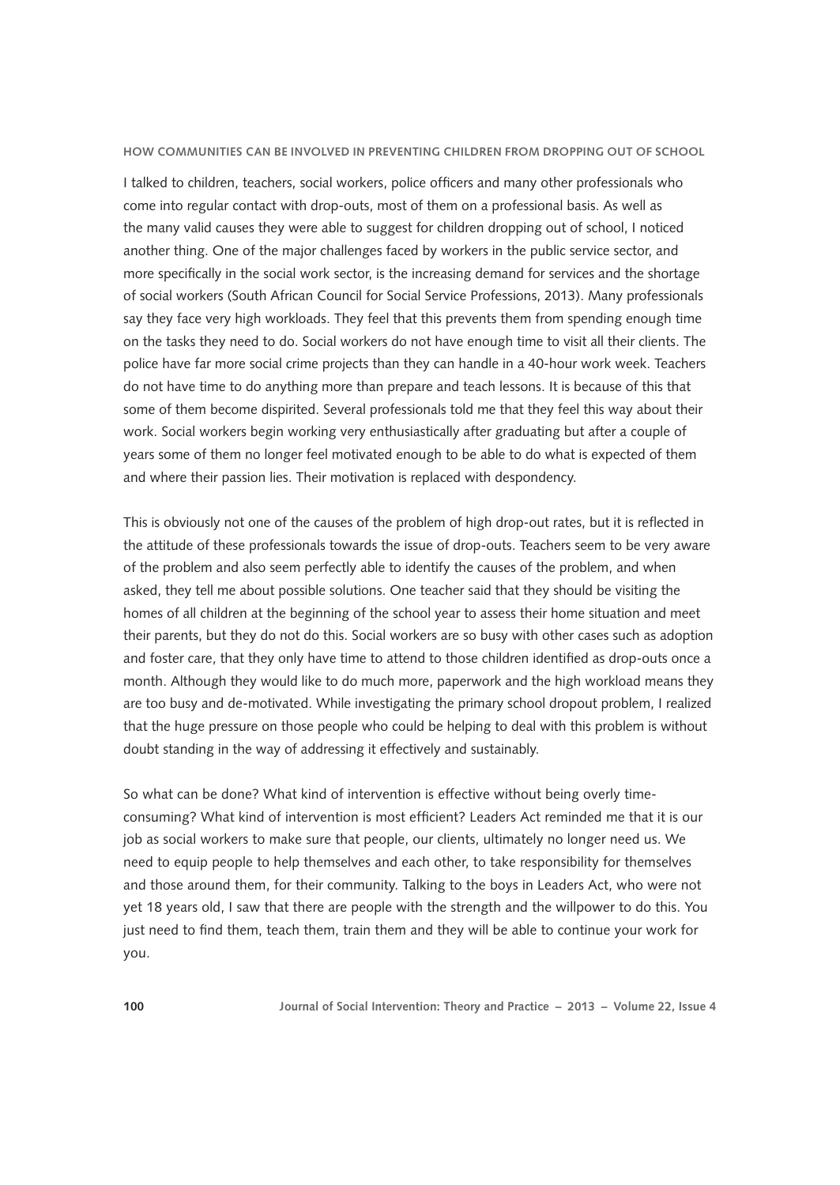I talked to children, teachers, social workers, police officers and many other professionals who come into regular contact with drop-outs, most of them on a professional basis. As well as the many valid causes they were able to suggest for children dropping out of school, I noticed another thing. One of the major challenges faced by workers in the public service sector, and more specifically in the social work sector, is the increasing demand for services and the shortage of social workers (South African Council for Social Service Professions, 2013). Many professionals say they face very high workloads. They feel that this prevents them from spending enough time on the tasks they need to do. Social workers do not have enough time to visit all their clients. The police have far more social crime projects than they can handle in a 40-hour work week. Teachers do not have time to do anything more than prepare and teach lessons. It is because of this that some of them become dispirited. Several professionals told me that they feel this way about their work. Social workers begin working very enthusiastically after graduating but after a couple of years some of them no longer feel motivated enough to be able to do what is expected of them and where their passion lies. Their motivation is replaced with despondency.

This is obviously not one of the causes of the problem of high drop-out rates, but it is reflected in the attitude of these professionals towards the issue of drop-outs. Teachers seem to be very aware of the problem and also seem perfectly able to identify the causes of the problem, and when asked, they tell me about possible solutions. One teacher said that they should be visiting the homes of all children at the beginning of the school year to assess their home situation and meet their parents, but they do not do this. Social workers are so busy with other cases such as adoption and foster care, that they only have time to attend to those children identified as drop-outs once a month. Although they would like to do much more, paperwork and the high workload means they are too busy and de-motivated. While investigating the primary school dropout problem, I realized that the huge pressure on those people who could be helping to deal with this problem is without doubt standing in the way of addressing it effectively and sustainably.

So what can be done? What kind of intervention is effective without being overly time-consuming? What kind of intervention is most efficient? Leaders Act reminded me that it is our job as social workers to make sure that people, our clients, ultimately no longer need us. We need to equip people to help themselves and each other, to take responsibility for themselves and those around them, for their community. Talking to the boys in Leaders Act, who were not yet 18 years old, I saw that there are people with the strength and the willpower to do this. You just need to find them, teach them, train them and they will be able to continue your work for you.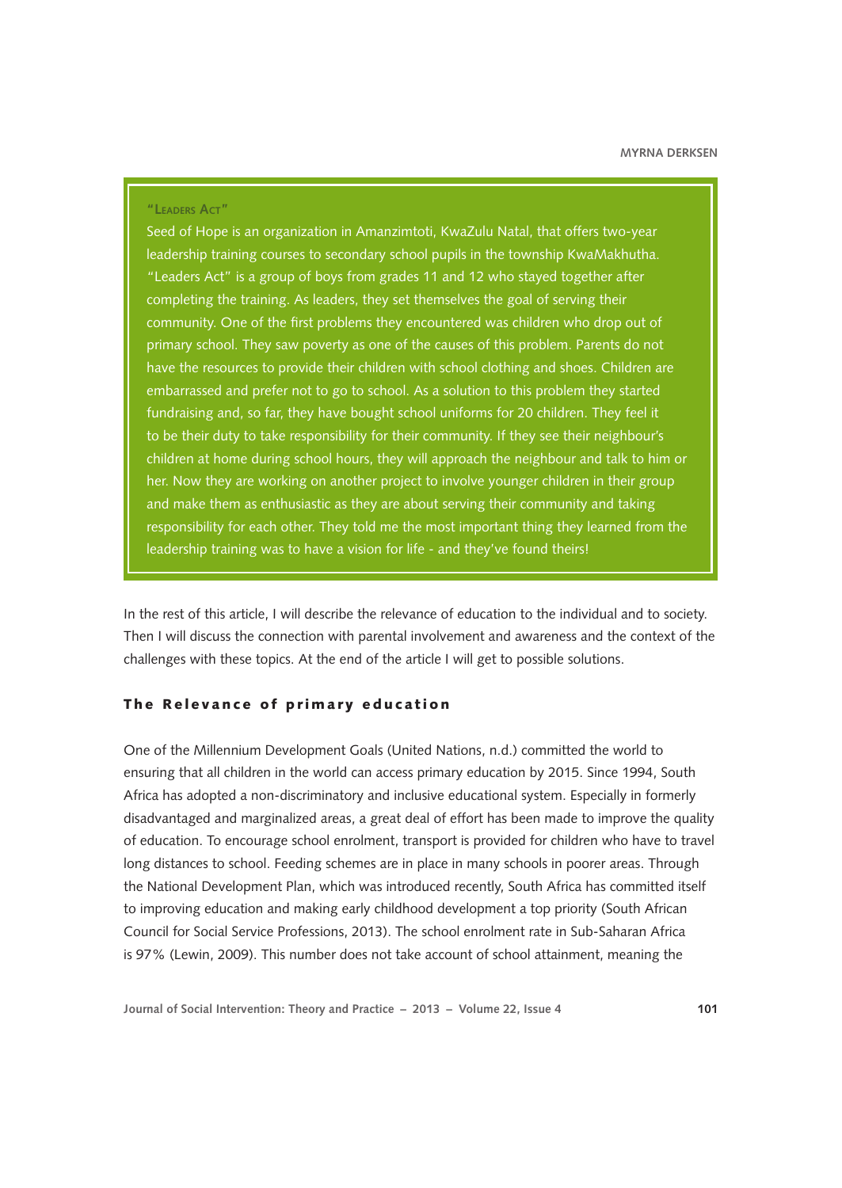**"Leaders Act"**

Seed of Hope is an organization in Amanzimtoti, KwaZulu Natal, that offers two-year leadership training courses to secondary school pupils in the township KwaMakhutha. "Leaders Act" is a group of boys from grades 11 and 12 who stayed together after completing the training. As leaders, they set themselves the goal of serving their community. One of the first problems they encountered was children who drop out of primary school. They saw poverty as one of the causes of this problem. Parents do not have the resources to provide their children with school clothing and shoes. Children are embarrassed and prefer not to go to school. As a solution to this problem they started fundraising and, so far, they have bought school uniforms for 20 children. They feel it to be their duty to take responsibility for their community. If they see their neighbour's children at home during school hours, they will approach the neighbour and talk to him or her. Now they are working on another project to involve younger children in their group and make them as enthusiastic as they are about serving their community and taking responsibility for each other. They told me the most important thing they learned from the leadership training was to have a vision for life - and they've found theirs!

In the rest of this article, I will describe the relevance of education to the individual and to society. Then I will discuss the connection with parental involvement and awareness and the context of the challenges with these topics. At the end of the article I will get to possible solutions.

## The Relevance of primary education

One of the Millennium Development Goals (United Nations, n.d.) committed the world to ensuring that all children in the world can access primary education by 2015. Since 1994, South Africa has adopted a non-discriminatory and inclusive educational system. Especially in formerly disadvantaged and marginalized areas, a great deal of effort has been made to improve the quality of education. To encourage school enrolment, transport is provided for children who have to travel long distances to school. Feeding schemes are in place in many schools in poorer areas. Through the National Development Plan, which was introduced recently, South Africa has committed itself to improving education and making early childhood development a top priority (South African Council for Social Service Professions, 2013). The school enrolment rate in Sub-Saharan Africa is 97% (Lewin, 2009). This number does not take account of school attainment, meaning the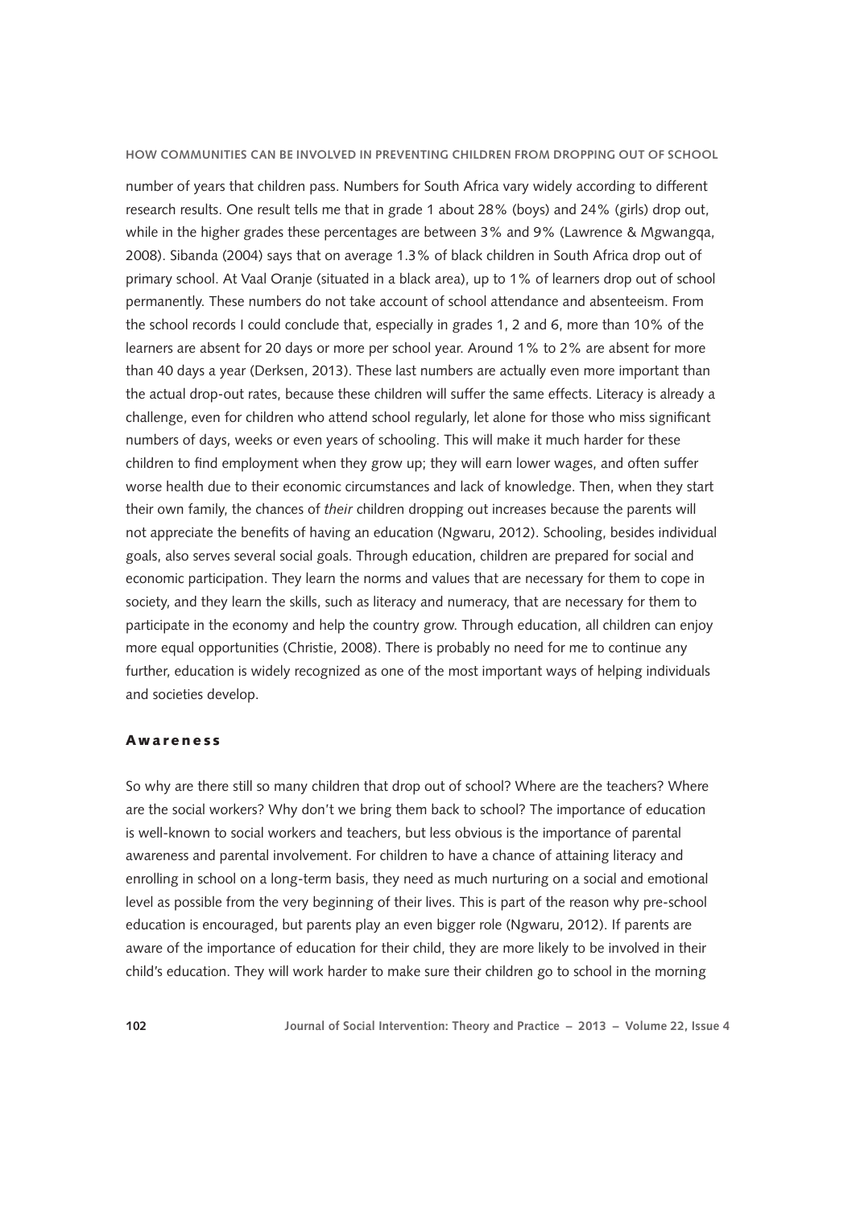number of years that children pass. Numbers for South Africa vary widely according to different research results. One result tells me that in grade 1 about 28% (boys) and 24% (girls) drop out, while in the higher grades these percentages are between 3% and 9% (Lawrence & Mgwangqa, 2008). Sibanda (2004) says that on average 1.3% of black children in South Africa drop out of primary school. At Vaal Oranje (situated in a black area), up to 1% of learners drop out of school permanently. These numbers do not take account of school attendance and absenteeism. From the school records I could conclude that, especially in grades 1, 2 and 6, more than 10% of the learners are absent for 20 days or more per school year. Around 1% to 2% are absent for more than 40 days a year (Derksen, 2013). These last numbers are actually even more important than the actual drop-out rates, because these children will suffer the same effects. Literacy is already a challenge, even for children who attend school regularly, let alone for those who miss significant numbers of days, weeks or even years of schooling. This will make it much harder for these children to find employment when they grow up; they will earn lower wages, and often suffer worse health due to their economic circumstances and lack of knowledge. Then, when they start their own family, the chances of *their* children dropping out increases because the parents will not appreciate the benefits of having an education (Ngwaru, 2012). Schooling, besides individual goals, also serves several social goals. Through education, children are prepared for social and economic participation. They learn the norms and values that are necessary for them to cope in society, and they learn the skills, such as literacy and numeracy, that are necessary for them to participate in the economy and help the country grow. Through education, all children can enjoy more equal opportunities (Christie, 2008). There is probably no need for me to continue any further, education is widely recognized as one of the most important ways of helping individuals and societies develop.

## Awareness

So why are there still so many children that drop out of school? Where are the teachers? Where are the social workers? Why don't we bring them back to school? The importance of education is well-known to social workers and teachers, but less obvious is the importance of parental awareness and parental involvement. For children to have a chance of attaining literacy and enrolling in school on a long-term basis, they need as much nurturing on a social and emotional level as possible from the very beginning of their lives. This is part of the reason why pre-school education is encouraged, but parents play an even bigger role (Ngwaru, 2012). If parents are aware of the importance of education for their child, they are more likely to be involved in their child's education. They will work harder to make sure their children go to school in the morning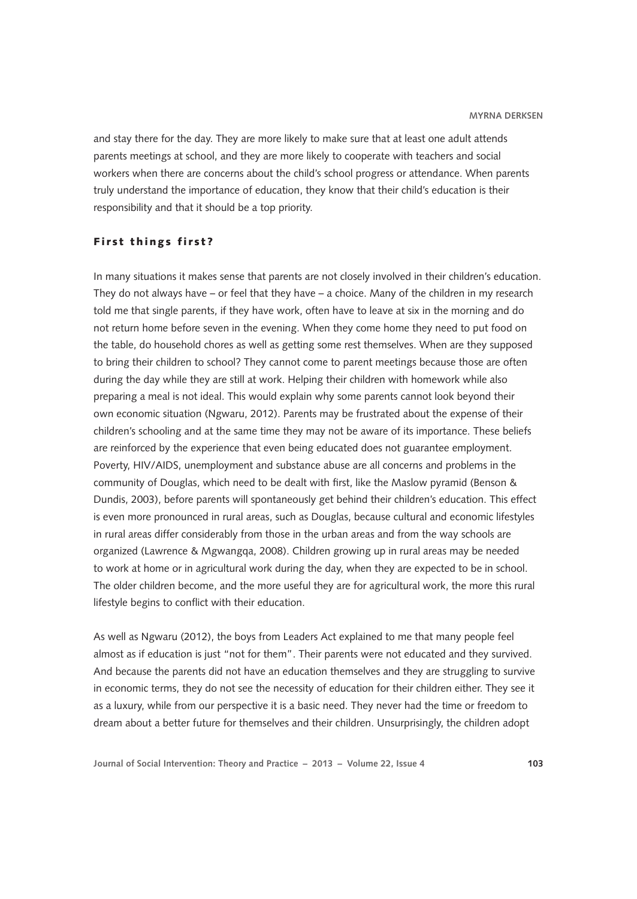and stay there for the day. They are more likely to make sure that at least one adult attends parents meetings at school, and they are more likely to cooperate with teachers and social workers when there are concerns about the child's school progress or attendance. When parents truly understand the importance of education, they know that their child's education is their responsibility and that it should be a top priority.

## First things first?

In many situations it makes sense that parents are not closely involved in their children's education. They do not always have – or feel that they have – a choice. Many of the children in my research told me that single parents, if they have work, often have to leave at six in the morning and do not return home before seven in the evening. When they come home they need to put food on the table, do household chores as well as getting some rest themselves. When are they supposed to bring their children to school? They cannot come to parent meetings because those are often during the day while they are still at work. Helping their children with homework while also preparing a meal is not ideal. This would explain why some parents cannot look beyond their own economic situation (Ngwaru, 2012). Parents may be frustrated about the expense of their children's schooling and at the same time they may not be aware of its importance. These beliefs are reinforced by the experience that even being educated does not guarantee employment. Poverty, HIV/AIDS, unemployment and substance abuse are all concerns and problems in the community of Douglas, which need to be dealt with first, like the Maslow pyramid (Benson & Dundis, 2003), before parents will spontaneously get behind their children's education. This effect is even more pronounced in rural areas, such as Douglas, because cultural and economic lifestyles in rural areas differ considerably from those in the urban areas and from the way schools are organized (Lawrence & Mgwangqa, 2008). Children growing up in rural areas may be needed to work at home or in agricultural work during the day, when they are expected to be in school. The older children become, and the more useful they are for agricultural work, the more this rural lifestyle begins to conflict with their education.

As well as Ngwaru (2012), the boys from Leaders Act explained to me that many people feel almost as if education is just "not for them". Their parents were not educated and they survived. And because the parents did not have an education themselves and they are struggling to survive in economic terms, they do not see the necessity of education for their children either. They see it as a luxury, while from our perspective it is a basic need. They never had the time or freedom to dream about a better future for themselves and their children. Unsurprisingly, the children adopt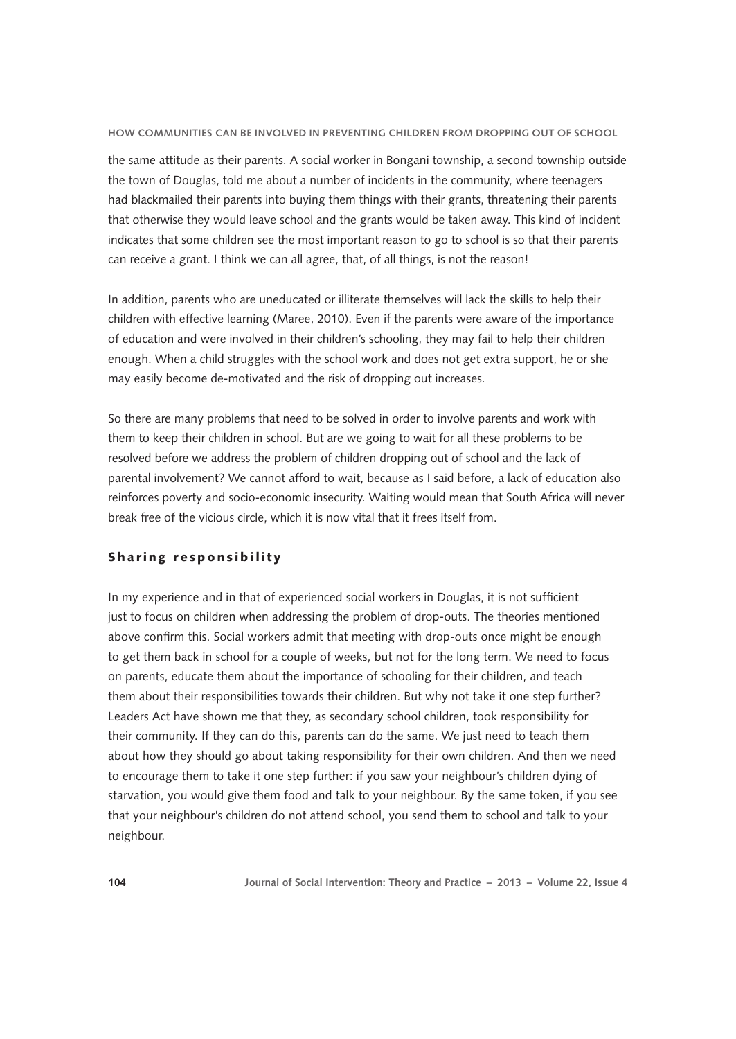the same attitude as their parents. A social worker in Bongani township, a second township outside the town of Douglas, told me about a number of incidents in the community, where teenagers had blackmailed their parents into buying them things with their grants, threatening their parents that otherwise they would leave school and the grants would be taken away. This kind of incident indicates that some children see the most important reason to go to school is so that their parents can receive a grant. I think we can all agree, that, of all things, is not the reason!

In addition, parents who are uneducated or illiterate themselves will lack the skills to help their children with effective learning (Maree, 2010). Even if the parents were aware of the importance of education and were involved in their children's schooling, they may fail to help their children enough. When a child struggles with the school work and does not get extra support, he or she may easily become de-motivated and the risk of dropping out increases.

So there are many problems that need to be solved in order to involve parents and work with them to keep their children in school. But are we going to wait for all these problems to be resolved before we address the problem of children dropping out of school and the lack of parental involvement? We cannot afford to wait, because as I said before, a lack of education also reinforces poverty and socio-economic insecurity. Waiting would mean that South Africa will never break free of the vicious circle, which it is now vital that it frees itself from.

## Sharing responsibility

In my experience and in that of experienced social workers in Douglas, it is not sufficient just to focus on children when addressing the problem of drop-outs. The theories mentioned above confirm this. Social workers admit that meeting with drop-outs once might be enough to get them back in school for a couple of weeks, but not for the long term. We need to focus on parents, educate them about the importance of schooling for their children, and teach them about their responsibilities towards their children. But why not take it one step further? Leaders Act have shown me that they, as secondary school children, took responsibility for their community. If they can do this, parents can do the same. We just need to teach them about how they should go about taking responsibility for their own children. And then we need to encourage them to take it one step further: if you saw your neighbour's children dying of starvation, you would give them food and talk to your neighbour. By the same token, if you see that your neighbour's children do not attend school, you send them to school and talk to your neighbour.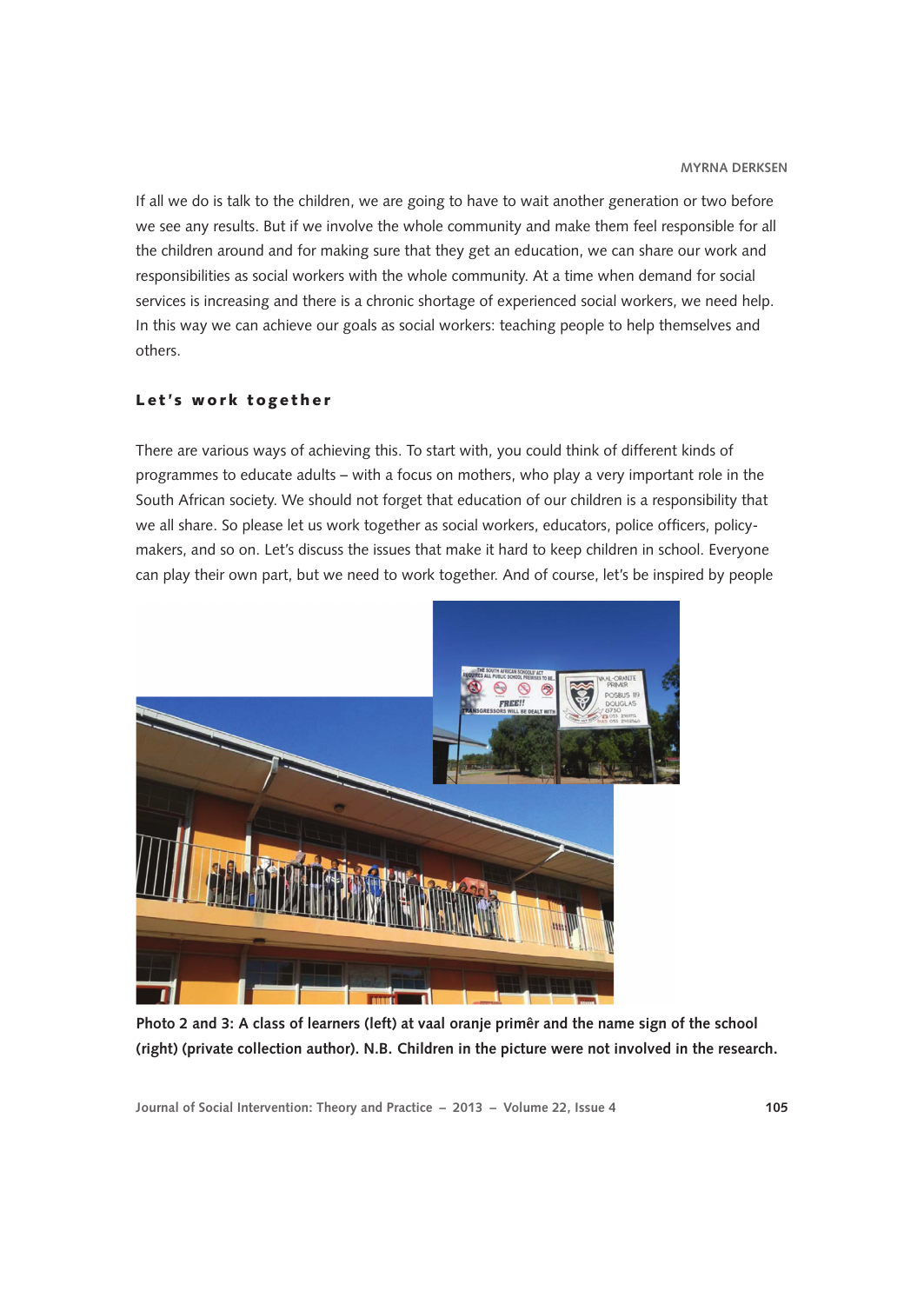If all we do is talk to the children, we are going to have to wait another generation or two before we see any results. But if we involve the whole community and make them feel responsible for all the children around and for making sure that they get an education, we can share our work and responsibilities as social workers with the whole community. At a time when demand for social services is increasing and there is a chronic shortage of experienced social workers, we need help. In this way we can achieve our goals as social workers: teaching people to help themselves and others.

## Let's work together

There are various ways of achieving this. To start with, you could think of different kinds of programmes to educate adults – with a focus on mothers, who play a very important role in the South African society. We should not forget that education of our children is a responsibility that we all share. So please let us work together as social workers, educators, police officers, policy-makers, and so on. Let's discuss the issues that make it hard to keep children in school. Everyone can play their own part, but we need to work together. And of course, let's be inspired by people

**Photo 2 and 3: A class of learners (left) at vaal oranje primêr and the name sign of the school (right) (private collection author). N.B. Children in the picture were not involved in the research.**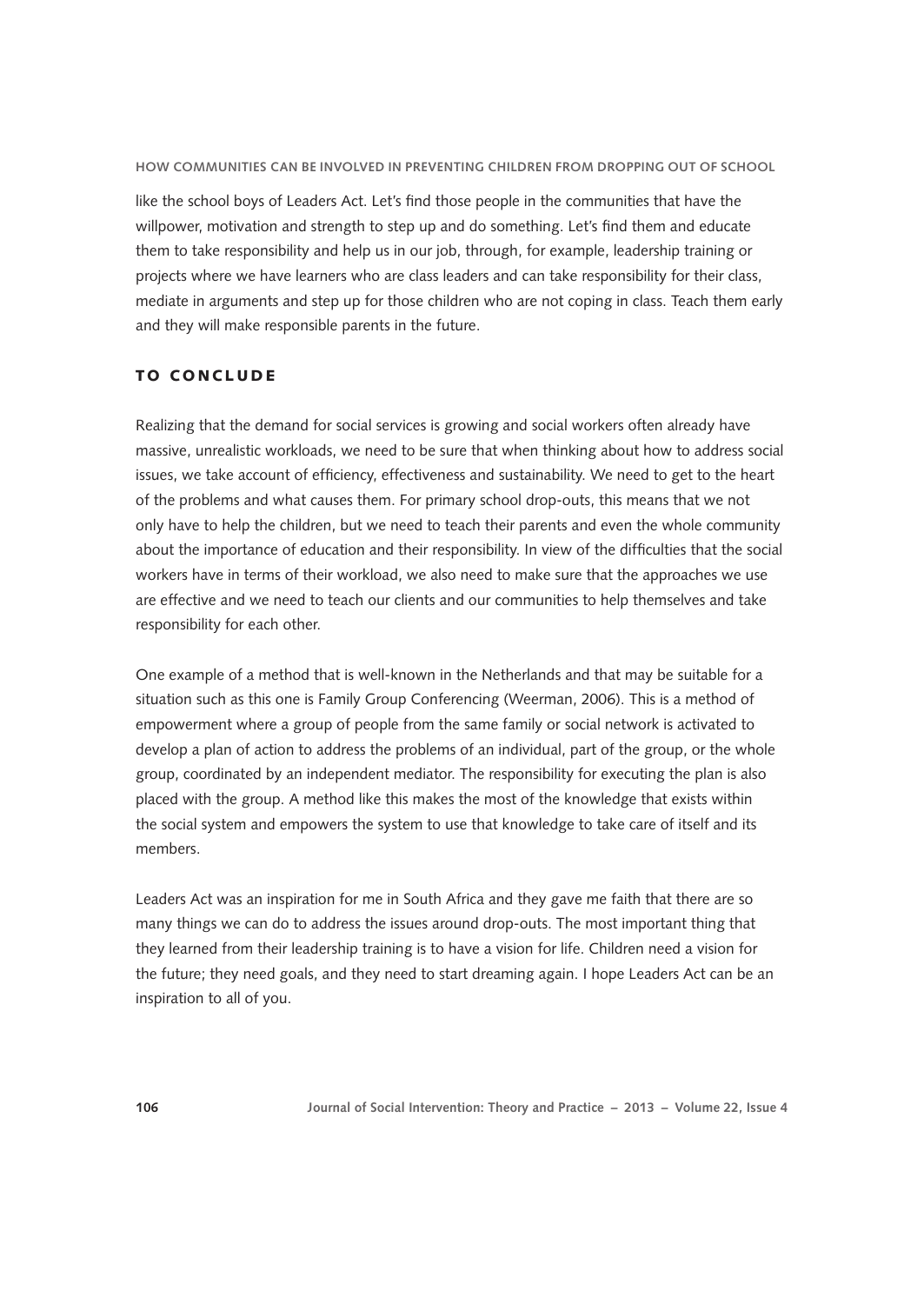like the school boys of Leaders Act. Let's find those people in the communities that have the willpower, motivation and strength to step up and do something. Let's find them and educate them to take responsibility and help us in our job, through, for example, leadership training or projects where we have learners who are class leaders and can take responsibility for their class, mediate in arguments and step up for those children who are not coping in class. Teach them early and they will make responsible parents in the future.

## To conclude

Realizing that the demand for social services is growing and social workers often already have massive, unrealistic workloads, we need to be sure that when thinking about how to address social issues, we take account of efficiency, effectiveness and sustainability. We need to get to the heart of the problems and what causes them. For primary school drop-outs, this means that we not only have to help the children, but we need to teach their parents and even the whole community about the importance of education and their responsibility. In view of the difficulties that the social workers have in terms of their workload, we also need to make sure that the approaches we use are effective and we need to teach our clients and our communities to help themselves and take responsibility for each other.

One example of a method that is well-known in the Netherlands and that may be suitable for a situation such as this one is Family Group Conferencing (Weerman, 2006). This is a method of empowerment where a group of people from the same family or social network is activated to develop a plan of action to address the problems of an individual, part of the group, or the whole group, coordinated by an independent mediator. The responsibility for executing the plan is also placed with the group. A method like this makes the most of the knowledge that exists within the social system and empowers the system to use that knowledge to take care of itself and its members.

Leaders Act was an inspiration for me in South Africa and they gave me faith that there are so many things we can do to address the issues around drop-outs. The most important thing that they learned from their leadership training is to have a vision for life. Children need a vision for the future; they need goals, and they need to start dreaming again. I hope Leaders Act can be an inspiration to all of you.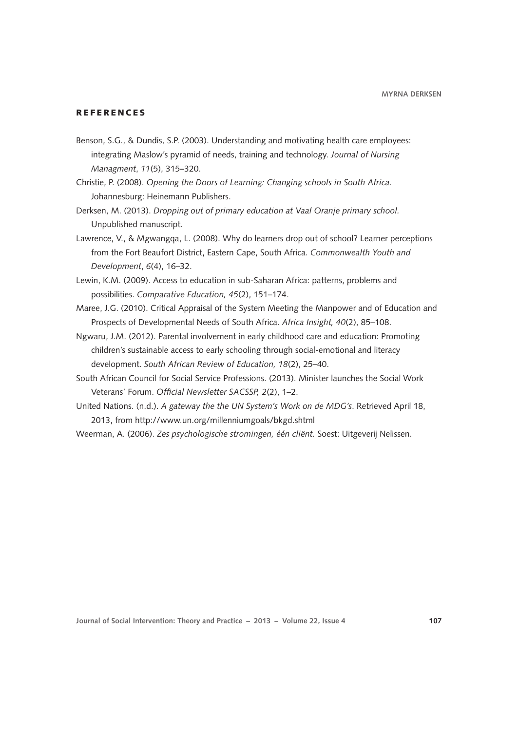## REFERENCES

Benson, S.G., & Dundis, S.P. (2003). Understanding and motivating health care employees: integrating Maslow's pyramid of needs, training and technology. *Journal of Nursing Managment*, *11*(5), 315–320.

Christie, P. (2008). *Opening the Doors of Learning: Changing schools in South Africa.* Johannesburg: Heinemann Publishers.

Derksen, M. (2013). *Dropping out of primary education at Vaal Oranje primary school.* Unpublished manuscript.

Lawrence, V., & Mgwangqa, L. (2008). Why do learners drop out of school? Learner perceptions from the Fort Beaufort District, Eastern Cape, South Africa. *Commonwealth Youth and Development*, *6*(4), 16–32.

Lewin, K.M. (2009). Access to education in sub-Saharan Africa: patterns, problems and possibilities. *Comparative Education, 45*(2), 151–174.

Maree, J.G. (2010). Critical Appraisal of the System Meeting the Manpower and of Education and Prospects of Developmental Needs of South Africa. *Africa Insight, 40*(2), 85–108.

Ngwaru, J.M. (2012). Parental involvement in early childhood care and education: Promoting children's sustainable access to early schooling through social-emotional and literacy development. *South African Review of Education, 18*(2), 25–40.

South African Council for Social Service Professions. (2013). Minister launches the Social Work Veterans' Forum. *Official Newsletter SACSSP, 2*(2), 1–2.

United Nations. (n.d.). *A gateway the the UN System's Work on de MDG's*. Retrieved April 18, 2013, from http://www.un.org/millenniumgoals/bkgd.shtml

Weerman, A. (2006). *Zes psychologische stromingen, één cliënt.* Soest: Uitgeverij Nelissen.